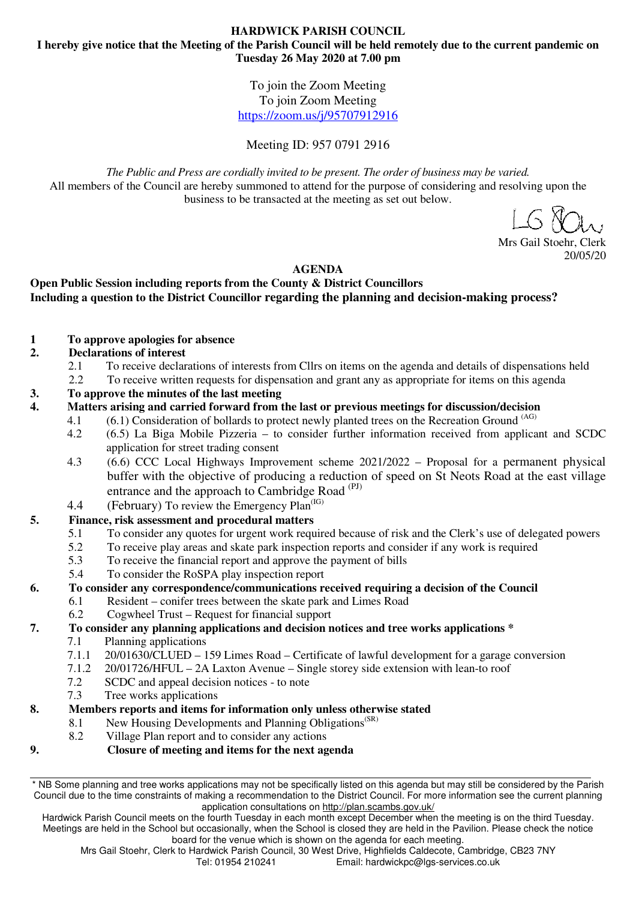# HARDWICK PARISH COUNCIL

**I hereby give notice that the Meeting of the Parish Council will be held remotely due to the current pandemic on Tuesday 26 May 2020 at 7.00 pm**

To join the Zoom Meeting
To join Zoom Meeting
https://zoom.us/j/95707912916

Meeting ID: 957 0791 2916

*The Public and Press are cordially invited to be present. The order of business may be varied.*
All members of the Council are hereby summoned to attend for the purpose of considering and resolving upon the business to be transacted at the meeting as set out below.

Mrs Gail Stoehr, Clerk
20/05/20

## AGENDA

**Open Public Session including reports from the County & District Councillors**
**Including a question to the District Councillor regarding the planning and decision-making process?**

**1 To approve apologies for absence**

**2. Declarations of interest**
- 2.1 To receive declarations of interests from Cllrs on items on the agenda and details of dispensations held
- 2.2 To receive written requests for dispensation and grant any as appropriate for items on this agenda

**3. To approve the minutes of the last meeting**

**4. Matters arising and carried forward from the last or previous meetings for discussion/decision**
- 4.1 (6.1) Consideration of bollards to protect newly planted trees on the Recreation Ground (AG)
- 4.2 (6.5) La Biga Mobile Pizzeria – to consider further information received from applicant and SCDC application for street trading consent
- 4.3 (6.6) CCC Local Highways Improvement scheme 2021/2022 – Proposal for a permanent physical buffer with the objective of producing a reduction of speed on St Neots Road at the east village entrance and the approach to Cambridge Road (PJ)
- 4.4 (February) To review the Emergency Plan (IG)

**5. Finance, risk assessment and procedural matters**
- 5.1 To consider any quotes for urgent work required because of risk and the Clerk's use of delegated powers
- 5.2 To receive play areas and skate park inspection reports and consider if any work is required
- 5.3 To receive the financial report and approve the payment of bills
- 5.4 To consider the RoSPA play inspection report

**6. To consider any correspondence/communications received requiring a decision of the Council**
- 6.1 Resident – conifer trees between the skate park and Limes Road
- 6.2 Cogwheel Trust – Request for financial support

**7. To consider any planning applications and decision notices and tree works applications ***
- 7.1 Planning applications
- 7.1.1 20/01630/CLUED – 159 Limes Road – Certificate of lawful development for a garage conversion
- 7.1.2 20/01726/HFUL – 2A Laxton Avenue – Single storey side extension with lean-to roof
- 7.2 SCDC and appeal decision notices - to note
- 7.3 Tree works applications

**8. Members reports and items for information only unless otherwise stated**
- 8.1 New Housing Developments and Planning Obligations (SR)
- 8.2 Village Plan report and to consider any actions

**9. Closure of meeting and items for the next agenda**

---

* NB Some planning and tree works applications may not be specifically listed on this agenda but may still be considered by the Parish Council due to the time constraints of making a recommendation to the District Council. For more information see the current planning application consultations on http://plan.scambs.gov.uk/

Hardwick Parish Council meets on the fourth Tuesday in each month except December when the meeting is on the third Tuesday. Meetings are held in the School but occasionally, when the School is closed they are held in the Pavilion. Please check the notice board for the venue which is shown on the agenda for each meeting.

Mrs Gail Stoehr, Clerk to Hardwick Parish Council, 30 West Drive, Highfields Caldecote, Cambridge, CB23 7NY
Tel: 01954 210241 Email: hardwickpc@lgs-services.co.uk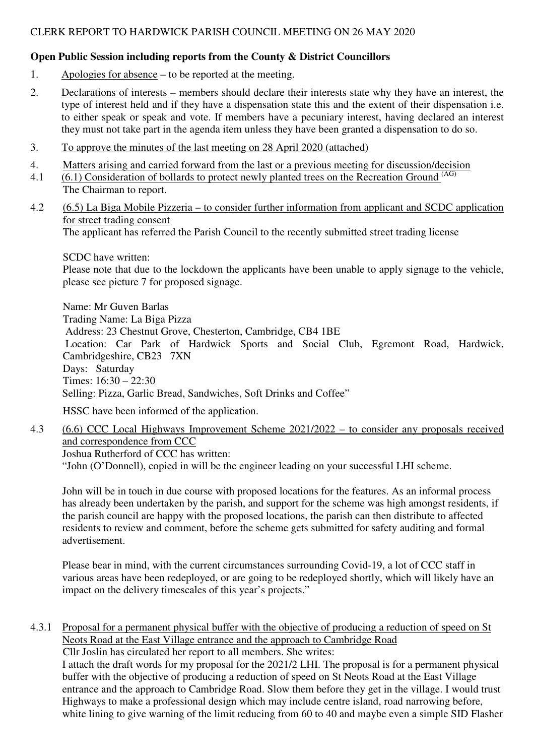CLERK REPORT TO HARDWICK PARISH COUNCIL MEETING ON 26 MAY 2020

**Open Public Session including reports from the County & District Councillors**

1. Apologies for absence – to be reported at the meeting.

2. Declarations of interests – members should declare their interests state why they have an interest, the type of interest held and if they have a dispensation state this and the extent of their dispensation i.e. to either speak or speak and vote. If members have a pecuniary interest, having declared an interest they must not take part in the agenda item unless they have been granted a dispensation to do so.

3. To approve the minutes of the last meeting on 28 April 2020 (attached)

4. Matters arising and carried forward from the last or a previous meeting for discussion/decision

4.1 (6.1) Consideration of bollards to protect newly planted trees on the Recreation Ground (AG)
The Chairman to report.

4.2 (6.5) La Biga Mobile Pizzeria – to consider further information from applicant and SCDC application for street trading consent
The applicant has referred the Parish Council to the recently submitted street trading license

SCDC have written:
Please note that due to the lockdown the applicants have been unable to apply signage to the vehicle, please see picture 7 for proposed signage.

Name: Mr Guven Barlas
Trading Name: La Biga Pizza
Address: 23 Chestnut Grove, Chesterton, Cambridge, CB4 1BE
Location: Car Park of Hardwick Sports and Social Club, Egremont Road, Hardwick, Cambridgeshire, CB23 7XN
Days: Saturday
Times: 16:30 – 22:30
Selling: Pizza, Garlic Bread, Sandwiches, Soft Drinks and Coffee"

HSSC have been informed of the application.

4.3 (6.6) CCC Local Highways Improvement Scheme 2021/2022 – to consider any proposals received and correspondence from CCC
Joshua Rutherford of CCC has written:
"John (O'Donnell), copied in will be the engineer leading on your successful LHI scheme.

John will be in touch in due course with proposed locations for the features. As an informal process has already been undertaken by the parish, and support for the scheme was high amongst residents, if the parish council are happy with the proposed locations, the parish can then distribute to affected residents to review and comment, before the scheme gets submitted for safety auditing and formal advertisement.

Please bear in mind, with the current circumstances surrounding Covid-19, a lot of CCC staff in various areas have been redeployed, or are going to be redeployed shortly, which will likely have an impact on the delivery timescales of this year's projects."

4.3.1 Proposal for a permanent physical buffer with the objective of producing a reduction of speed on St Neots Road at the East Village entrance and the approach to Cambridge Road
Cllr Joslin has circulated her report to all members. She writes:
I attach the draft words for my proposal for the 2021/2 LHI. The proposal is for a permanent physical buffer with the objective of producing a reduction of speed on St Neots Road at the East Village entrance and the approach to Cambridge Road. Slow them before they get in the village. I would trust Highways to make a professional design which may include centre island, road narrowing before, white lining to give warning of the limit reducing from 60 to 40 and maybe even a simple SID Flasher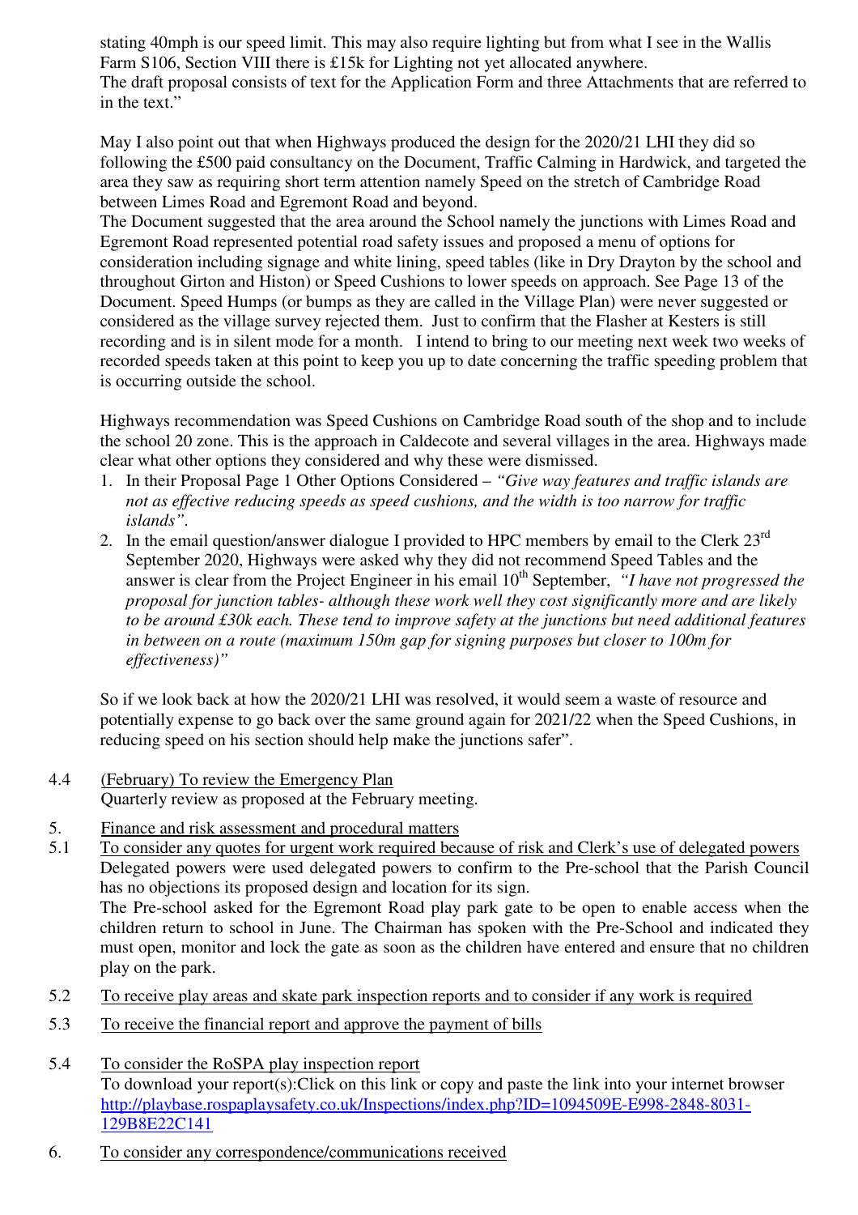stating 40mph is our speed limit. This may also require lighting but from what I see in the Wallis Farm S106, Section VIII there is £15k for Lighting not yet allocated anywhere.
The draft proposal consists of text for the Application Form and three Attachments that are referred to in the text."

May I also point out that when Highways produced the design for the 2020/21 LHI they did so following the £500 paid consultancy on the Document, Traffic Calming in Hardwick, and targeted the area they saw as requiring short term attention namely Speed on the stretch of Cambridge Road between Limes Road and Egremont Road and beyond.
The Document suggested that the area around the School namely the junctions with Limes Road and Egremont Road represented potential road safety issues and proposed a menu of options for consideration including signage and white lining, speed tables (like in Dry Drayton by the school and throughout Girton and Histon) or Speed Cushions to lower speeds on approach. See Page 13 of the Document. Speed Humps (or bumps as they are called in the Village Plan) were never suggested or considered as the village survey rejected them. Just to confirm that the Flasher at Kesters is still recording and is in silent mode for a month. I intend to bring to our meeting next week two weeks of recorded speeds taken at this point to keep you up to date concerning the traffic speeding problem that is occurring outside the school.

Highways recommendation was Speed Cushions on Cambridge Road south of the shop and to include the school 20 zone. This is the approach in Caldecote and several villages in the area. Highways made clear what other options they considered and why these were dismissed.

1. In their Proposal Page 1 Other Options Considered – *"Give way features and traffic islands are not as effective reducing speeds as speed cushions, and the width is too narrow for traffic islands".*
2. In the email question/answer dialogue I provided to HPC members by email to the Clerk 23rd September 2020, Highways were asked why they did not recommend Speed Tables and the answer is clear from the Project Engineer in his email 10th September, *"I have not progressed the proposal for junction tables- although these work well they cost significantly more and are likely to be around £30k each. These tend to improve safety at the junctions but need additional features in between on a route (maximum 150m gap for signing purposes but closer to 100m for effectiveness)"*

So if we look back at how the 2020/21 LHI was resolved, it would seem a waste of resource and potentially expense to go back over the same ground again for 2021/22 when the Speed Cushions, in reducing speed on his section should help make the junctions safer".

4.4 (February) To review the Emergency Plan
Quarterly review as proposed at the February meeting.

5. Finance and risk assessment and procedural matters

5.1 To consider any quotes for urgent work required because of risk and Clerk's use of delegated powers
Delegated powers were used delegated powers to confirm to the Pre-school that the Parish Council has no objections its proposed design and location for its sign.
The Pre-school asked for the Egremont Road play park gate to be open to enable access when the children return to school in June. The Chairman has spoken with the Pre-School and indicated they must open, monitor and lock the gate as soon as the children have entered and ensure that no children play on the park.

5.2 To receive play areas and skate park inspection reports and to consider if any work is required

5.3 To receive the financial report and approve the payment of bills

5.4 To consider the RoSPA play inspection report
To download your report(s):Click on this link or copy and paste the link into your internet browser
http://playbase.rospaplaysafety.co.uk/Inspections/index.php?ID=1094509E-E998-2848-8031-129B8E22C141

6. To consider any correspondence/communications received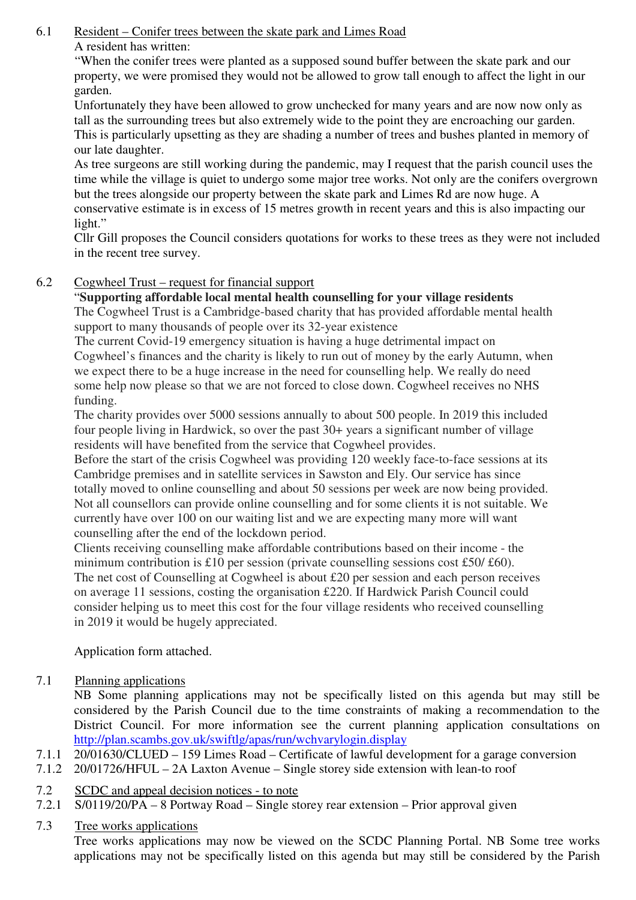6.1 Resident – Conifer trees between the skate park and Limes Road

A resident has written:

"When the conifer trees were planted as a supposed sound buffer between the skate park and our property, we were promised they would not be allowed to grow tall enough to affect the light in our garden.

Unfortunately they have been allowed to grow unchecked for many years and are now now only as tall as the surrounding trees but also extremely wide to the point they are encroaching our garden. This is particularly upsetting as they are shading a number of trees and bushes planted in memory of our late daughter.

As tree surgeons are still working during the pandemic, may I request that the parish council uses the time while the village is quiet to undergo some major tree works. Not only are the conifers overgrown but the trees alongside our property between the skate park and Limes Rd are now huge. A conservative estimate is in excess of 15 metres growth in recent years and this is also impacting our light."

Cllr Gill proposes the Council considers quotations for works to these trees as they were not included in the recent tree survey.

6.2 Cogwheel Trust – request for financial support

"**Supporting affordable local mental health counselling for your village residents**

The Cogwheel Trust is a Cambridge-based charity that has provided affordable mental health support to many thousands of people over its 32-year existence

The current Covid-19 emergency situation is having a huge detrimental impact on Cogwheel's finances and the charity is likely to run out of money by the early Autumn, when we expect there to be a huge increase in the need for counselling help. We really do need some help now please so that we are not forced to close down. Cogwheel receives no NHS funding.

The charity provides over 5000 sessions annually to about 500 people. In 2019 this included four people living in Hardwick, so over the past 30+ years a significant number of village residents will have benefited from the service that Cogwheel provides.

Before the start of the crisis Cogwheel was providing 120 weekly face-to-face sessions at its Cambridge premises and in satellite services in Sawston and Ely. Our service has since totally moved to online counselling and about 50 sessions per week are now being provided. Not all counsellors can provide online counselling and for some clients it is not suitable. We currently have over 100 on our waiting list and we are expecting many more will want counselling after the end of the lockdown period.

Clients receiving counselling make affordable contributions based on their income - the minimum contribution is £10 per session (private counselling sessions cost £50/ £60).

The net cost of Counselling at Cogwheel is about £20 per session and each person receives on average 11 sessions, costing the organisation £220. If Hardwick Parish Council could consider helping us to meet this cost for the four village residents who received counselling in 2019 it would be hugely appreciated.

Application form attached.

7.1 Planning applications

NB Some planning applications may not be specifically listed on this agenda but may still be considered by the Parish Council due to the time constraints of making a recommendation to the District Council. For more information see the current planning application consultations on http://plan.scambs.gov.uk/swiftlg/apas/run/wchvarylogin.display

7.1.1 20/01630/CLUED – 159 Limes Road – Certificate of lawful development for a garage conversion

7.1.2 20/01726/HFUL – 2A Laxton Avenue – Single storey side extension with lean-to roof

7.2 SCDC and appeal decision notices - to note

7.2.1 S/0119/20/PA – 8 Portway Road – Single storey rear extension – Prior approval given

7.3 Tree works applications

Tree works applications may now be viewed on the SCDC Planning Portal. NB Some tree works applications may not be specifically listed on this agenda but may still be considered by the Parish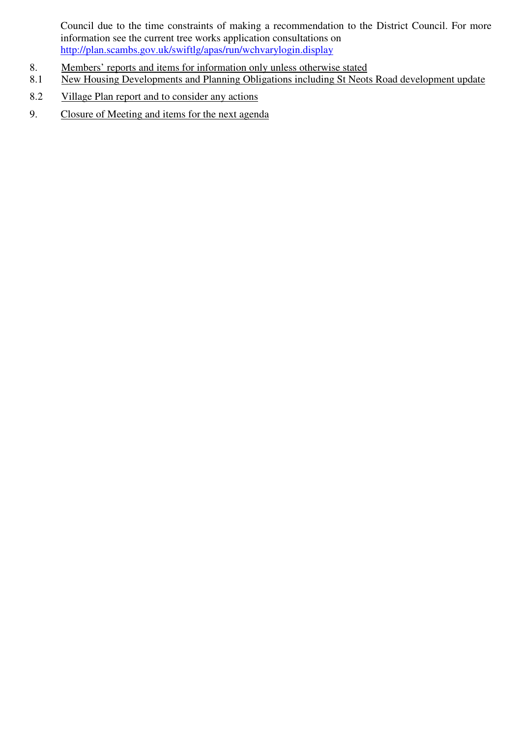Council due to the time constraints of making a recommendation to the District Council. For more information see the current tree works application consultations on http://plan.scambs.gov.uk/swiftlg/apas/run/wchvarylogin.display

8. Members' reports and items for information only unless otherwise stated

8.1 New Housing Developments and Planning Obligations including St Neots Road development update

8.2 Village Plan report and to consider any actions

9. Closure of Meeting and items for the next agenda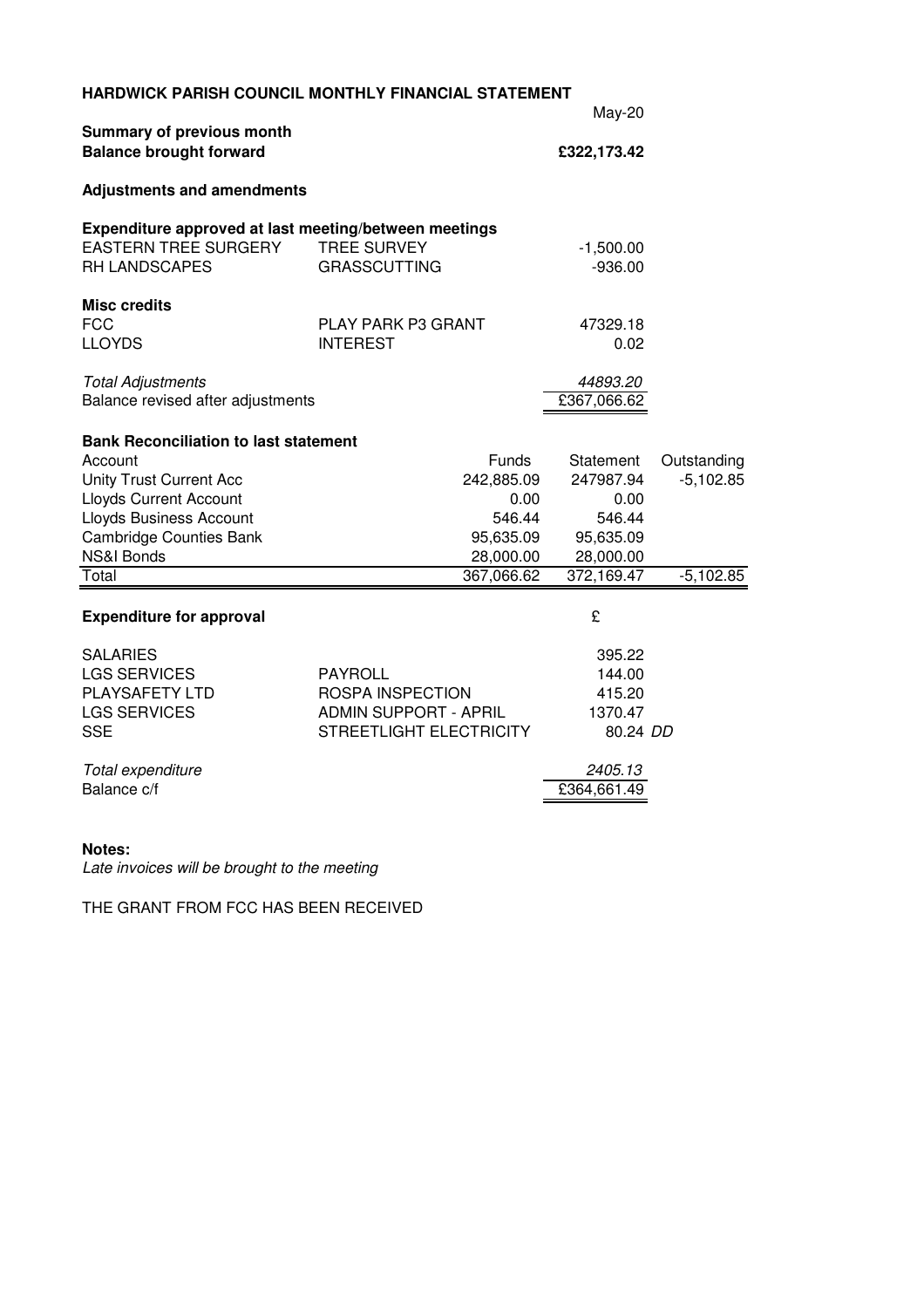**HARDWICK PARISH COUNCIL MONTHLY FINANCIAL STATEMENT**

May-20

**Summary of previous month**

| | | |
|---|---|---|
| **Balance brought forward** | | **£322,173.42** |
| | | |
| **Adjustments and amendments** | | |
| | | |
| **Expenditure approved at last meeting/between meetings** | | |
| EASTERN TREE SURGERY | TREE SURVEY | -1,500.00 |
| RH LANDSCAPES | GRASSCUTTING | -936.00 |
| | | |
| **Misc credits** | | |
| FCC | PLAY PARK P3 GRANT | 47329.18 |
| LLOYDS | INTEREST | 0.02 |
| | | |
| *Total Adjustments* | | *44893.20* |
| Balance revised after adjustments | | £367,066.62 |

**Bank Reconciliation to last statement**

| Account | Funds | Statement | Outstanding |
|---|---|---|---|
| Unity Trust Current Acc | 242,885.09 | 247987.94 | -5,102.85 |
| Lloyds Current Account | 0.00 | 0.00 | |
| Lloyds Business Account | 546.44 | 546.44 | |
| Cambridge Counties Bank | 95,635.09 | 95,635.09 | |
| NS&I Bonds | 28,000.00 | 28,000.00 | |
| Total | 367,066.62 | 372,169.47 | -5,102.85 |

**Expenditure for approval**

| | | £ | |
|---|---|---|---|
| SALARIES | | 395.22 | |
| LGS SERVICES | PAYROLL | 144.00 | |
| PLAYSAFETY LTD | ROSPA INSPECTION | 415.20 | |
| LGS SERVICES | ADMIN SUPPORT - APRIL | 1370.47 | |
| SSE | STREETLIGHT ELECTRICITY | 80.24 | *DD* |
| | | | |
| *Total expenditure* | | *2405.13* | |
| Balance c/f | | £364,661.49 | |

**Notes:**

*Late invoices will be brought to the meeting*

THE GRANT FROM FCC HAS BEEN RECEIVED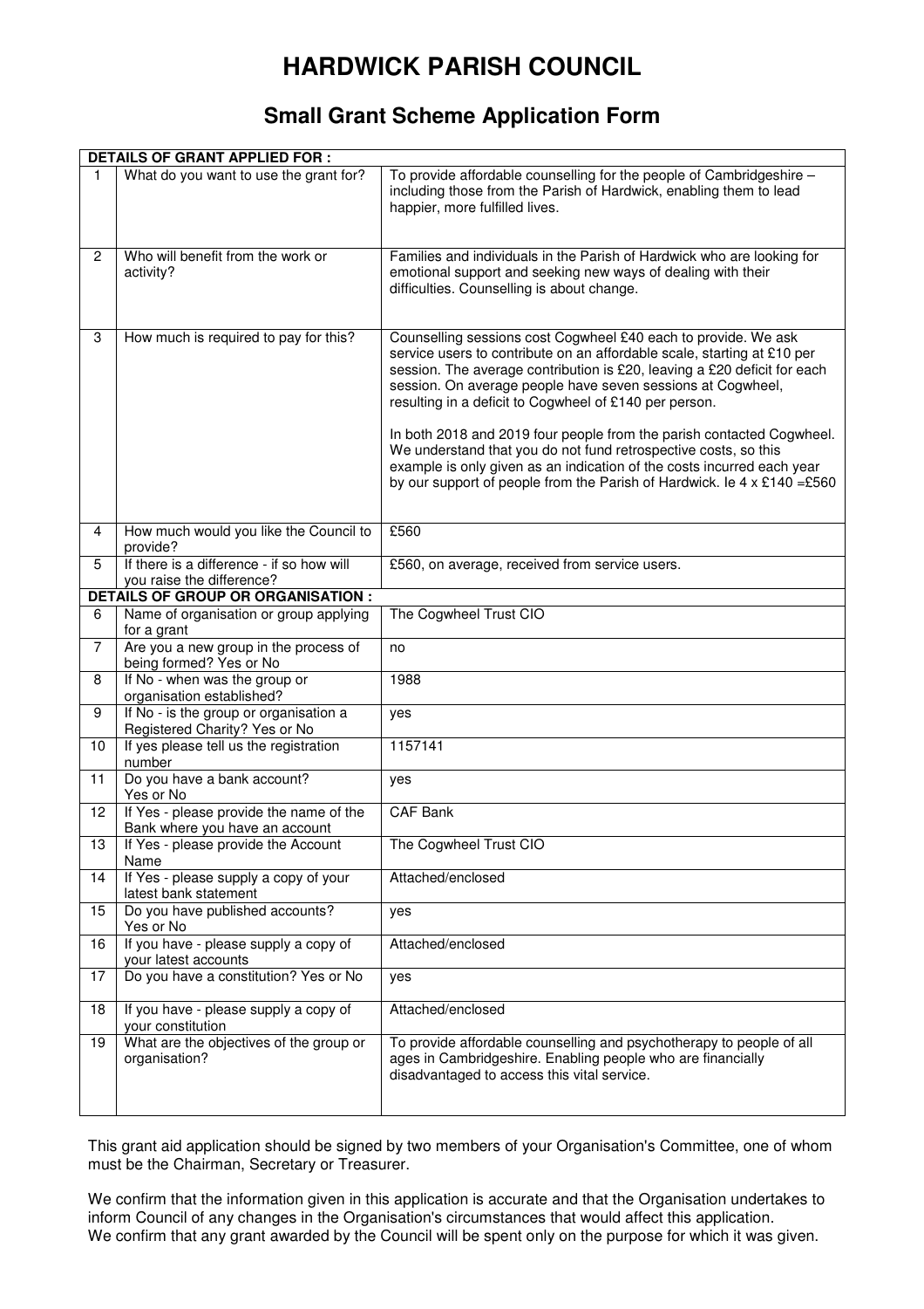# HARDWICK PARISH COUNCIL

## Small Grant Scheme Application Form

| **DETAILS OF GRANT APPLIED FOR :** | | |
|---|---|---|
| 1 | What do you want to use the grant for? | To provide affordable counselling for the people of Cambridgeshire – including those from the Parish of Hardwick, enabling them to lead happier, more fulfilled lives. |
| 2 | Who will benefit from the work or activity? | Families and individuals in the Parish of Hardwick who are looking for emotional support and seeking new ways of dealing with their difficulties. Counselling is about change. |
| 3 | How much is required to pay for this? | Counselling sessions cost Cogwheel £40 each to provide. We ask service users to contribute on an affordable scale, starting at £10 per session. The average contribution is £20, leaving a £20 deficit for each session. On average people have seven sessions at Cogwheel, resulting in a deficit to Cogwheel of £140 per person.<br><br>In both 2018 and 2019 four people from the parish contacted Cogwheel. We understand that you do not fund retrospective costs, so this example is only given as an indication of the costs incurred each year by our support of people from the Parish of Hardwick. Ie 4 x £140 =£560 |
| 4 | How much would you like the Council to provide? | £560 |
| 5 | If there is a difference - if so how will you raise the difference? | £560, on average, received from service users. |
| **DETAILS OF GROUP OR ORGANISATION :** | | |
| 6 | Name of organisation or group applying for a grant | The Cogwheel Trust CIO |
| 7 | Are you a new group in the process of being formed? Yes or No | no |
| 8 | If No - when was the group or organisation established? | 1988 |
| 9 | If No - is the group or organisation a Registered Charity? Yes or No | yes |
| 10 | If yes please tell us the registration number | 1157141 |
| 11 | Do you have a bank account? Yes or No | yes |
| 12 | If Yes - please provide the name of the Bank where you have an account | CAF Bank |
| 13 | If Yes - please provide the Account Name | The Cogwheel Trust CIO |
| 14 | If Yes - please supply a copy of your latest bank statement | Attached/enclosed |
| 15 | Do you have published accounts? Yes or No | yes |
| 16 | If you have - please supply a copy of your latest accounts | Attached/enclosed |
| 17 | Do you have a constitution? Yes or No | yes |
| 18 | If you have - please supply a copy of your constitution | Attached/enclosed |
| 19 | What are the objectives of the group or organisation? | To provide affordable counselling and psychotherapy to people of all ages in Cambridgeshire. Enabling people who are financially disadvantaged to access this vital service. |

This grant aid application should be signed by two members of your Organisation's Committee, one of whom must be the Chairman, Secretary or Treasurer.

We confirm that the information given in this application is accurate and that the Organisation undertakes to inform Council of any changes in the Organisation's circumstances that would affect this application.
We confirm that any grant awarded by the Council will be spent only on the purpose for which it was given.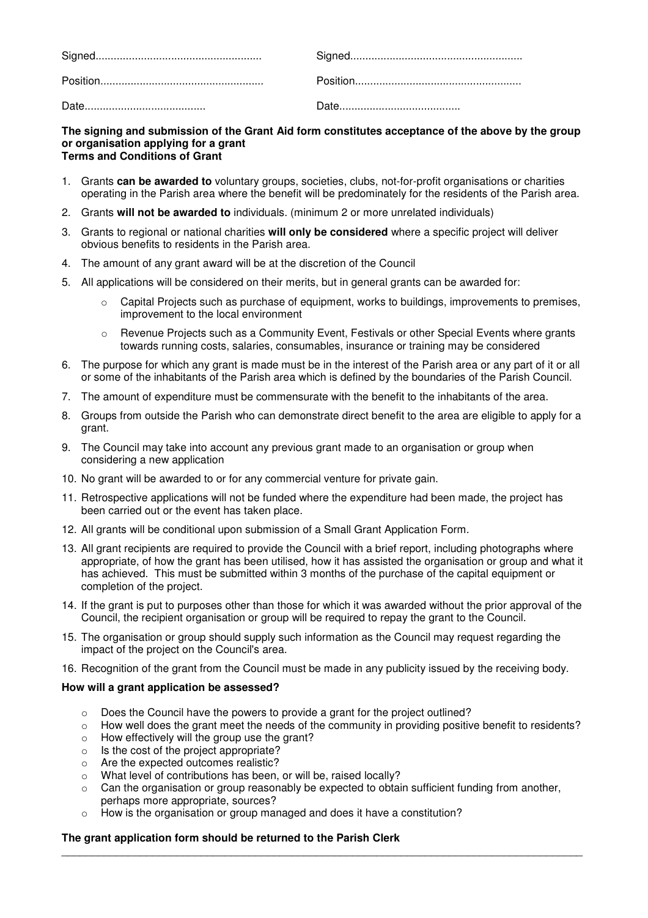| Signed........................................................ | Signed........................................................ |
| --- | --- |
| Position...................................................... | Position...................................................... |
| Date........................................ | Date........................................ |

**The signing and submission of the Grant Aid form constitutes acceptance of the above by the group or organisation applying for a grant**
**Terms and Conditions of Grant**

1. Grants **can be awarded to** voluntary groups, societies, clubs, not-for-profit organisations or charities operating in the Parish area where the benefit will be predominately for the residents of the Parish area.
2. Grants **will not be awarded to** individuals. (minimum 2 or more unrelated individuals)
3. Grants to regional or national charities **will only be considered** where a specific project will deliver obvious benefits to residents in the Parish area.
4. The amount of any grant award will be at the discretion of the Council
5. All applications will be considered on their merits, but in general grants can be awarded for:
   - Capital Projects such as purchase of equipment, works to buildings, improvements to premises, improvement to the local environment
   - Revenue Projects such as a Community Event, Festivals or other Special Events where grants towards running costs, salaries, consumables, insurance or training may be considered
6. The purpose for which any grant is made must be in the interest of the Parish area or any part of it or all or some of the inhabitants of the Parish area which is defined by the boundaries of the Parish Council.
7. The amount of expenditure must be commensurate with the benefit to the inhabitants of the area.
8. Groups from outside the Parish who can demonstrate direct benefit to the area are eligible to apply for a grant.
9. The Council may take into account any previous grant made to an organisation or group when considering a new application
10. No grant will be awarded to or for any commercial venture for private gain.
11. Retrospective applications will not be funded where the expenditure had been made, the project has been carried out or the event has taken place.
12. All grants will be conditional upon submission of a Small Grant Application Form.
13. All grant recipients are required to provide the Council with a brief report, including photographs where appropriate, of how the grant has been utilised, how it has assisted the organisation or group and what it has achieved. This must be submitted within 3 months of the purchase of the capital equipment or completion of the project.
14. If the grant is put to purposes other than those for which it was awarded without the prior approval of the Council, the recipient organisation or group will be required to repay the grant to the Council.
15. The organisation or group should supply such information as the Council may request regarding the impact of the project on the Council's area.
16. Recognition of the grant from the Council must be made in any publicity issued by the receiving body.

**How will a grant application be assessed?**

- Does the Council have the powers to provide a grant for the project outlined?
- How well does the grant meet the needs of the community in providing positive benefit to residents?
- How effectively will the group use the grant?
- Is the cost of the project appropriate?
- Are the expected outcomes realistic?
- What level of contributions has been, or will be, raised locally?
- Can the organisation or group reasonably be expected to obtain sufficient funding from another, perhaps more appropriate, sources?
- How is the organisation or group managed and does it have a constitution?

**The grant application form should be returned to the Parish Clerk**

---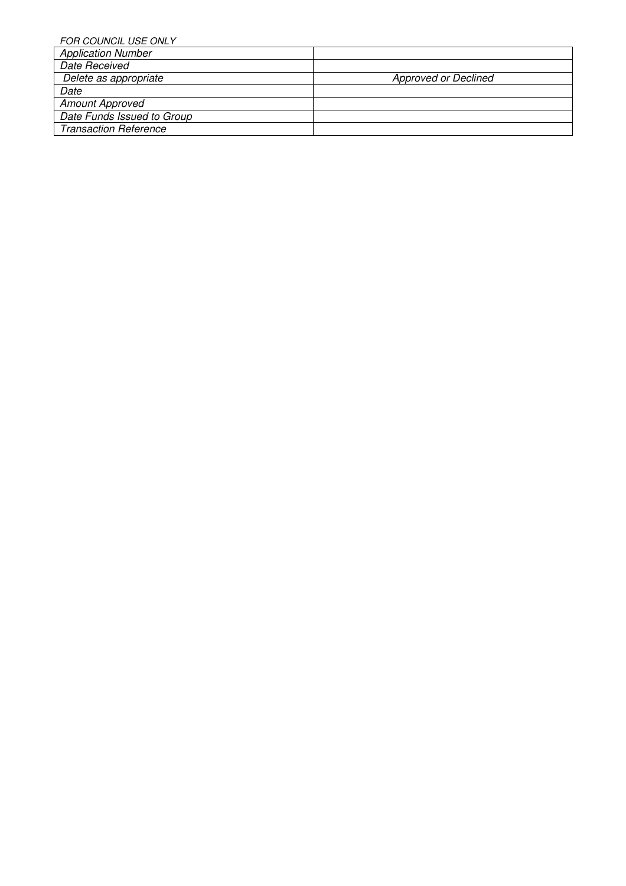*FOR COUNCIL USE ONLY*

| | |
|---|---|
| *Application Number* | |
| *Date Received* | |
| *Delete as appropriate* | *Approved or Declined* |
| *Date* | |
| *Amount Approved* | |
| *Date Funds Issued to Group* | |
| *Transaction Reference* | |